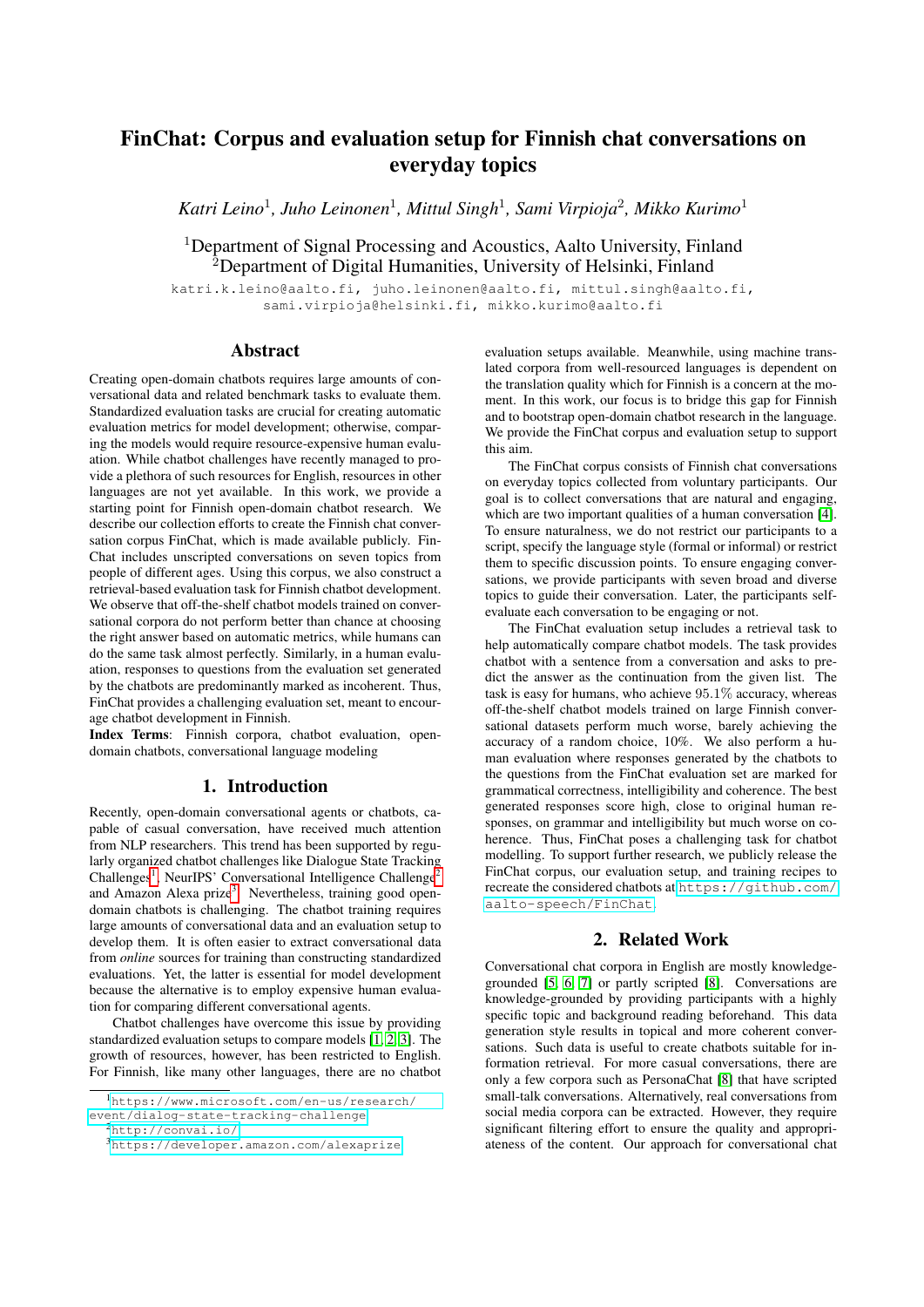# FinChat: Corpus and evaluation setup for Finnish chat conversations on everyday topics

*Katri Leino*[1], *Juho Leinonen*[1], *Mittul Singh*[1], *Sami Virpioja*[2], *Mikko Kurimo*[1]

[1]Department of Signal Processing and Acoustics, Aalto University, Finland
[2]Department of Digital Humanities, University of Helsinki, Finland

katri.k.leino@aalto.fi, juho.leinonen@aalto.fi, mittul.singh@aalto.fi, sami.virpioja@helsinki.fi, mikko.kurimo@aalto.fi

## Abstract

Creating open-domain chatbots requires large amounts of conversational data and related benchmark tasks to evaluate them. Standardized evaluation tasks are crucial for creating automatic evaluation metrics for model development; otherwise, comparing the models would require resource-expensive human evaluation. While chatbot challenges have recently managed to provide a plethora of such resources for English, resources in other languages are not yet available. In this work, we provide a starting point for Finnish open-domain chatbot research. We describe our collection efforts to create the Finnish chat conversation corpus FinChat, which is made available publicly. FinChat includes unscripted conversations on seven topics from people of different ages. Using this corpus, we also construct a retrieval-based evaluation task for Finnish chatbot development. We observe that off-the-shelf chatbot models trained on conversational corpora do not perform better than chance at choosing the right answer based on automatic metrics, while humans can do the same task almost perfectly. Similarly, in a human evaluation, responses to questions from the evaluation set generated by the chatbots are predominantly marked as incoherent. Thus, FinChat provides a challenging evaluation set, meant to encourage chatbot development in Finnish.

**Index Terms**: Finnish corpora, chatbot evaluation, open-domain chatbots, conversational language modeling

## 1. Introduction

Recently, open-domain conversational agents or chatbots, capable of casual conversation, have received much attention from NLP researchers. This trend has been supported by regularly organized chatbot challenges like Dialogue State Tracking Challenges[1], NeurIPS' Conversational Intelligence Challenge[2] and Amazon Alexa prize[3]. Nevertheless, training good open-domain chatbots is challenging. The chatbot training requires large amounts of conversational data and an evaluation setup to develop them. It is often easier to extract conversational data from *online* sources for training than constructing standardized evaluations. Yet, the latter is essential for model development because the alternative is to employ expensive human evaluation for comparing different conversational agents.

Chatbot challenges have overcome this issue by providing standardized evaluation setups to compare models [1, 2, 3]. The growth of resources, however, has been restricted to English. For Finnish, like many other languages, there are no chatbot evaluation setups available. Meanwhile, using machine translated corpora from well-resourced languages is dependent on the translation quality which for Finnish is a concern at the moment. In this work, our focus is to bridge this gap for Finnish and to bootstrap open-domain chatbot research in the language. We provide the FinChat corpus and evaluation setup to support this aim.

The FinChat corpus consists of Finnish chat conversations on everyday topics collected from voluntary participants. Our goal is to collect conversations that are natural and engaging, which are two important qualities of a human conversation [4]. To ensure naturalness, we do not restrict our participants to a script, specify the language style (formal or informal) or restrict them to specific discussion points. To ensure engaging conversations, we provide participants with seven broad and diverse topics to guide their conversation. Later, the participants self-evaluate each conversation to be engaging or not.

The FinChat evaluation setup includes a retrieval task to help automatically compare chatbot models. The task provides chatbot with a sentence from a conversation and asks to predict the answer as the continuation from the given list. The task is easy for humans, who achieve 95.1% accuracy, whereas off-the-shelf chatbot models trained on large Finnish conversational datasets perform much worse, barely achieving the accuracy of a random choice, 10%. We also perform a human evaluation where responses generated by the chatbots to the questions from the FinChat evaluation set are marked for grammatical correctness, intelligibility and coherence. The best generated responses score high, close to original human responses, on grammar and intelligibility but much worse on coherence. Thus, FinChat poses a challenging task for chatbot modelling. To support further research, we publicly release the FinChat corpus, our evaluation setup, and training recipes to recreate the considered chatbots at https://github.com/aalto-speech/FinChat.

## 2. Related Work

Conversational chat corpora in English are mostly knowledge-grounded [5, 6, 7] or partly scripted [8]. Conversations are knowledge-grounded by providing participants with a highly specific topic and background reading beforehand. This data generation style results in topical and more coherent conversations. Such data is useful to create chatbots suitable for information retrieval. For more casual conversations, there are only a few corpora such as PersonaChat [8] that have scripted small-talk conversations. Alternatively, real conversations from social media corpora can be extracted. However, they require significant filtering effort to ensure the quality and appropriateness of the content. Our approach for conversational chat

[1]https://www.microsoft.com/en-us/research/event/dialog-state-tracking-challenge
[2]http://convai.io/
[3]https://developer.amazon.com/alexaprize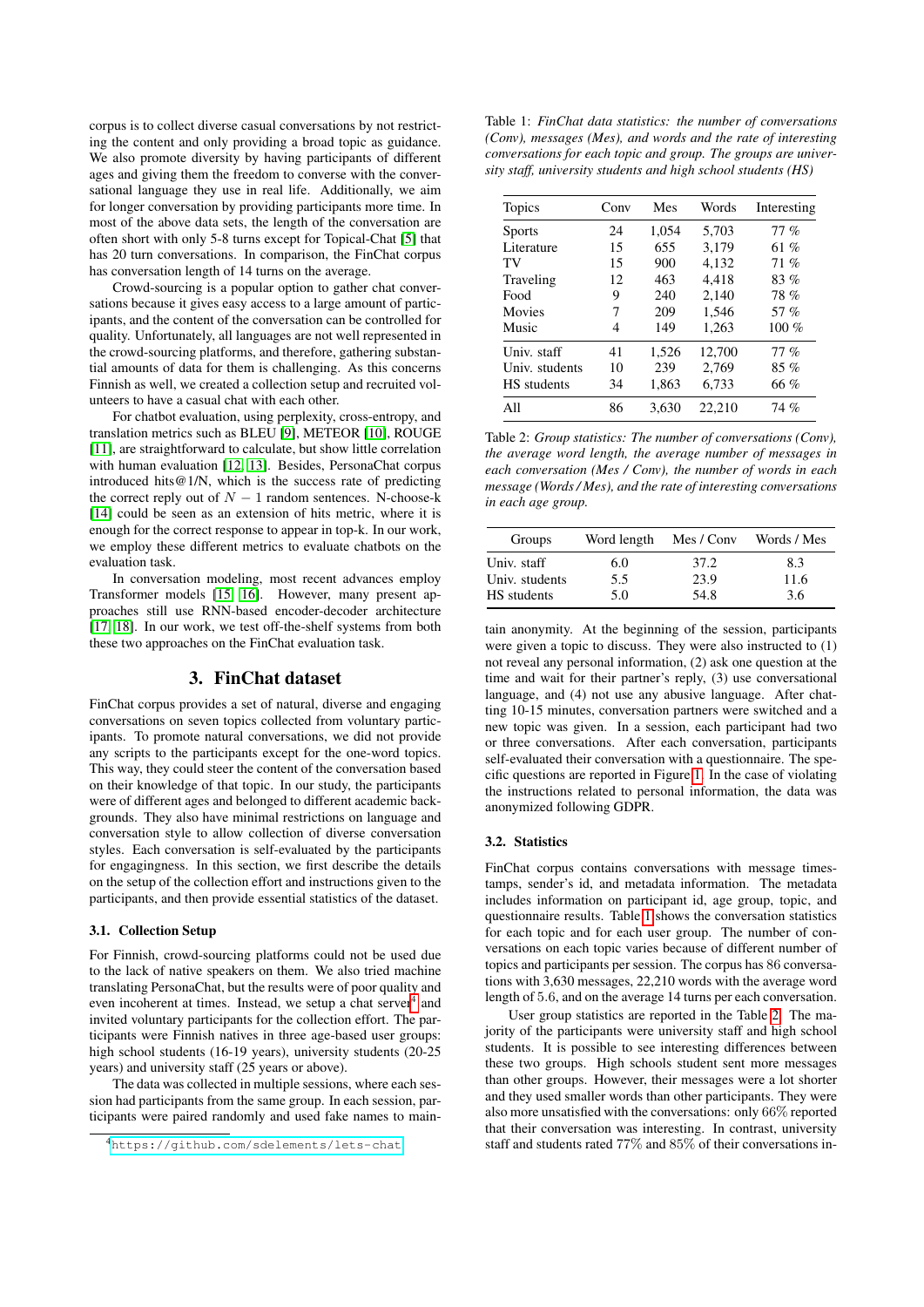corpus is to collect diverse casual conversations by not restricting the content and only providing a broad topic as guidance. We also promote diversity by having participants of different ages and giving them the freedom to converse with the conversational language they use in real life. Additionally, we aim for longer conversation by providing participants more time. In most of the above data sets, the length of the conversation are often short with only 5-8 turns except for Topical-Chat [5] that has 20 turn conversations. In comparison, the FinChat corpus has conversation length of 14 turns on the average.

Crowd-sourcing is a popular option to gather chat conversations because it gives easy access to a large amount of participants, and the content of the conversation can be controlled for quality. Unfortunately, all languages are not well represented in the crowd-sourcing platforms, and therefore, gathering substantial amounts of data for them is challenging. As this concerns Finnish as well, we created a collection setup and recruited volunteers to have a casual chat with each other.

For chatbot evaluation, using perplexity, cross-entropy, and translation metrics such as BLEU [9], METEOR [10], ROUGE [11], are straightforward to calculate, but show little correlation with human evaluation [12, 13]. Besides, PersonaChat corpus introduced hits@1/N, which is the success rate of predicting the correct reply out of $N-1$ random sentences. N-choose-k [14] could be seen as an extension of hits metric, where it is enough for the correct response to appear in top-k. In our work, we employ these different metrics to evaluate chatbots on the evaluation task.

In conversation modeling, most recent advances employ Transformer models [15, 16]. However, many present approaches still use RNN-based encoder-decoder architecture [17, 18]. In our work, we test off-the-shelf systems from both these two approaches on the FinChat evaluation task.

## 3. FinChat dataset

FinChat corpus provides a set of natural, diverse and engaging conversations on seven topics collected from voluntary participants. To promote natural conversations, we did not provide any scripts to the participants except for the one-word topics. This way, they could steer the content of the conversation based on their knowledge of that topic. In our study, the participants were of different ages and belonged to different academic backgrounds. They also have minimal restrictions on language and conversation style to allow collection of diverse conversation styles. Each conversation is self-evaluated by the participants for engagingness. In this section, we first describe the details on the setup of the collection effort and instructions given to the participants, and then provide essential statistics of the dataset.

### 3.1. Collection Setup

For Finnish, crowd-sourcing platforms could not be used due to the lack of native speakers on them. We also tried machine translating PersonaChat, but the results were of poor quality and even incoherent at times. Instead, we setup a chat server[4] and invited voluntary participants for the collection effort. The participants were Finnish natives in three age-based user groups: high school students (16-19 years), university students (20-25 years) and university staff (25 years or above).

The data was collected in multiple sessions, where each session had participants from the same group. In each session, participants were paired randomly and used fake names to maintain anonymity. At the beginning of the session, participants were given a topic to discuss. They were also instructed to (1) not reveal any personal information, (2) ask one question at the time and wait for their partner's reply, (3) use conversational language, and (4) not use any abusive language. After chatting 10-15 minutes, conversation partners were switched and a new topic was given. In a session, each participant had two or three conversations. After each conversation, participants self-evaluated their conversation with a questionnaire. The specific questions are reported in Figure 1. In the case of violating the instructions related to personal information, the data was anonymized following GDPR.

[4] https://github.com/sdelements/lets-chat

Table 1: *FinChat data statistics: the number of conversations (Conv), messages (Mes), and words and the rate of interesting conversations for each topic and group. The groups are university staff, university students and high school students (HS)*

| Topics | Conv | Mes | Words | Interesting |
|---|---|---|---|---|
| Sports | 24 | 1,054 | 5,703 | 77 % |
| Literature | 15 | 655 | 3,179 | 61 % |
| TV | 15 | 900 | 4,132 | 71 % |
| Traveling | 12 | 463 | 4,418 | 83 % |
| Food | 9 | 240 | 2,140 | 78 % |
| Movies | 7 | 209 | 1,546 | 57 % |
| Music | 4 | 149 | 1,263 | 100 % |
| Univ. staff | 41 | 1,526 | 12,700 | 77 % |
| Univ. students | 10 | 239 | 2,769 | 85 % |
| HS students | 34 | 1,863 | 6,733 | 66 % |
| All | 86 | 3,630 | 22,210 | 74 % |

Table 2: *Group statistics: The number of conversations (Conv), the average word length, the average number of messages in each conversation (Mes / Conv), the number of words in each message (Words / Mes), and the rate of interesting conversations in each age group.*

| Groups | Word length | Mes / Conv | Words / Mes |
|---|---|---|---|
| Univ. staff | 6.0 | 37.2 | 8.3 |
| Univ. students | 5.5 | 23.9 | 11.6 |
| HS students | 5.0 | 54.8 | 3.6 |

### 3.2. Statistics

FinChat corpus contains conversations with message timestamps, sender's id, and metadata information. The metadata includes information on participant id, age group, topic, and questionnaire results. Table 1 shows the conversation statistics for each topic and for each user group. The number of conversations on each topic varies because of different number of topics and participants per session. The corpus has 86 conversations with 3,630 messages, 22,210 words with the average word length of 5.6, and on the average 14 turns per each conversation.

User group statistics are reported in the Table 2. The majority of the participants were university staff and high school students. It is possible to see interesting differences between these two groups. High schools student sent more messages than other groups. However, their messages were a lot shorter and they used smaller words than other participants. They were also more unsatisfied with the conversations: only 66% reported that their conversation was interesting. In contrast, university staff and students rated 77% and 85% of their conversations in-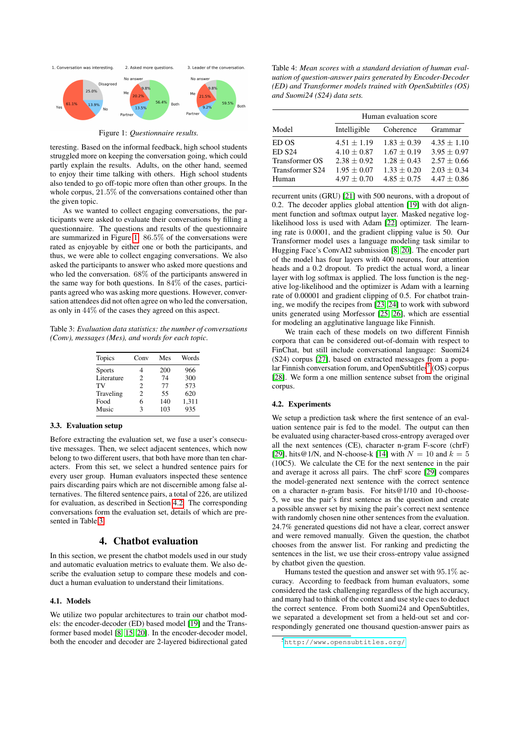Figure 1: *Questionnaire results.*

teresting. Based on the informal feedback, high school students struggled more on keeping the conversation going, which could partly explain the results. Adults, on the other hand, seemed to enjoy their time talking with others. High school students also tended to go off-topic more often than other groups. In the whole corpus, 21.5% of the conversations contained other than the given topic.

As we wanted to collect engaging conversations, the participants were asked to evaluate their conversations by filling a questionnaire. The questions and results of the questionnaire are summarized in Figure 1. 86.5% of the conversations were rated as enjoyable by either one or both the participants, and thus, we were able to collect engaging conversations. We also asked the participants to answer who asked more questions and who led the conversation. 68% of the participants answered in the same way for both questions. In 84% of the cases, participants agreed who was asking more questions. However, conversation attendees did not often agree on who led the conversation, as only in 44% of the cases they agreed on this aspect.

Table 3: *Evaluation data statistics: the number of conversations (Conv), messages (Mes), and words for each topic.*

| Topics | Conv | Mes | Words |
|---|---|---|---|
| Sports | 4 | 200 | 966 |
| Literature | 2 | 74 | 300 |
| TV | 2 | 77 | 573 |
| Traveling | 2 | 55 | 620 |
| Food | 6 | 140 | 1,311 |
| Music | 3 | 103 | 935 |

### 3.3. Evaluation setup

Before extracting the evaluation set, we fuse a user's consecutive messages. Then, we select adjacent sentences, which now belong to two different users, that both have more than ten characters. From this set, we select a hundred sentence pairs for every user group. Human evaluators inspected these sentence pairs discarding pairs which are not discernible among false alternatives. The filtered sentence pairs, a total of 226, are utilized for evaluation, as described in Section 4.2. The corresponding conversations form the evaluation set, details of which are presented in Table 3.

## 4. Chatbot evaluation

In this section, we present the chatbot models used in our study and automatic evaluation metrics to evaluate them. We also describe the evaluation setup to compare these models and conduct a human evaluation to understand their limitations.

### 4.1. Models

We utilize two popular architectures to train our chatbot models: the encoder-decoder (ED) based model [19] and the Transformer based model [8, 15, 20]. In the encoder-decoder model, both the encoder and decoder are 2-layered bidirectional gated recurrent units (GRU) [21] with 500 neurons, with a dropout of 0.2. The decoder applies global attention [19] with dot alignment function and softmax output layer. Masked negative log-likelihood loss is used with Adam [22] optimizer. The learning rate is 0.0001, and the gradient clipping value is 50. Our Transformer model uses a language modeling task similar to Hugging Face's ConvAI2 submission [8, 20]. The encoder part of the model has four layers with 400 neurons, four attention heads and a 0.2 dropout. To predict the actual word, a linear layer with log softmax is applied. The loss function is the negative log-likelihood and the optimizer is Adam with a learning rate of 0.00001 and gradient clipping of 0.5. For chatbot training, we modify the recipes from [23, 24] to work with subword units generated using Morfessor [25, 26], which are essential for modeling an agglutinative language like Finnish.

Table 4: *Mean scores with a standard deviation of human evaluation of question-answer pairs generated by Encoder-Decoder (ED) and Transformer models trained with OpenSubtitles (OS) and Suomi24 (S24) data sets.*

| Model | Human evaluation score | | |
|---|---|---|---|
| | Intelligible | Coherence | Grammar |
| ED OS | $4.51 \pm 1.19$ | $1.83 \pm 0.39$ | $4.35 \pm 1.10$ |
| ED S24 | $4.10 \pm 0.87$ | $1.67 \pm 0.19$ | $3.95 \pm 0.97$ |
| Transformer OS | $2.38 \pm 0.92$ | $1.28 \pm 0.43$ | $2.57 \pm 0.66$ |
| Transformer S24 | $1.95 \pm 0.07$ | $1.33 \pm 0.20$ | $2.03 \pm 0.34$ |
| Human | $4.97 \pm 0.70$ | $4.85 \pm 0.75$ | $4.47 \pm 0.86$ |

We train each of these models on two different Finnish corpora that can be considered out-of-domain with respect to FinChat, but still include conversational language: Suomi24 (S24) corpus [27], based on extracted messages from a popular Finnish conversation forum, and OpenSubtitles[5] (OS) corpus [28]. We form a one million sentence subset from the original corpus.

### 4.2. Experiments

We setup a prediction task where the first sentence of an evaluation sentence pair is fed to the model. The output can then be evaluated using character-based cross-entropy averaged over all the next sentences (CE), character n-gram F-score (chrF) [29], hits@1/N, and N-choose-k [14] with $N = 10$ and $k = 5$ (10C5). We calculate the CE for the next sentence in the pair and average it across all pairs. The chrF score [29] compares the model-generated next sentence with the correct sentence on a character n-gram basis. For hits@1/10 and 10-choose-5, we use the pair's first sentence as the question and create a possible answer set by mixing the pair's correct next sentence with randomly chosen nine other sentences from the evaluation. 24.7% generated questions did not have a clear, correct answer and were removed manually. Given the question, the chatbot chooses from the answer list. For ranking and predicting the sentences in the list, we use their cross-entropy value assigned by chatbot given the question.

Humans tested the question and answer set with 95.1% accuracy. According to feedback from human evaluators, some considered the task challenging regardless of the high accuracy, and many had to think of the context and use style cues to deduct the correct sentence. From both Suomi24 and OpenSubtitles, we separated a development set from a held-out set and correspondingly generated one thousand question-answer pairs as

[5] http://www.opensubtitles.org/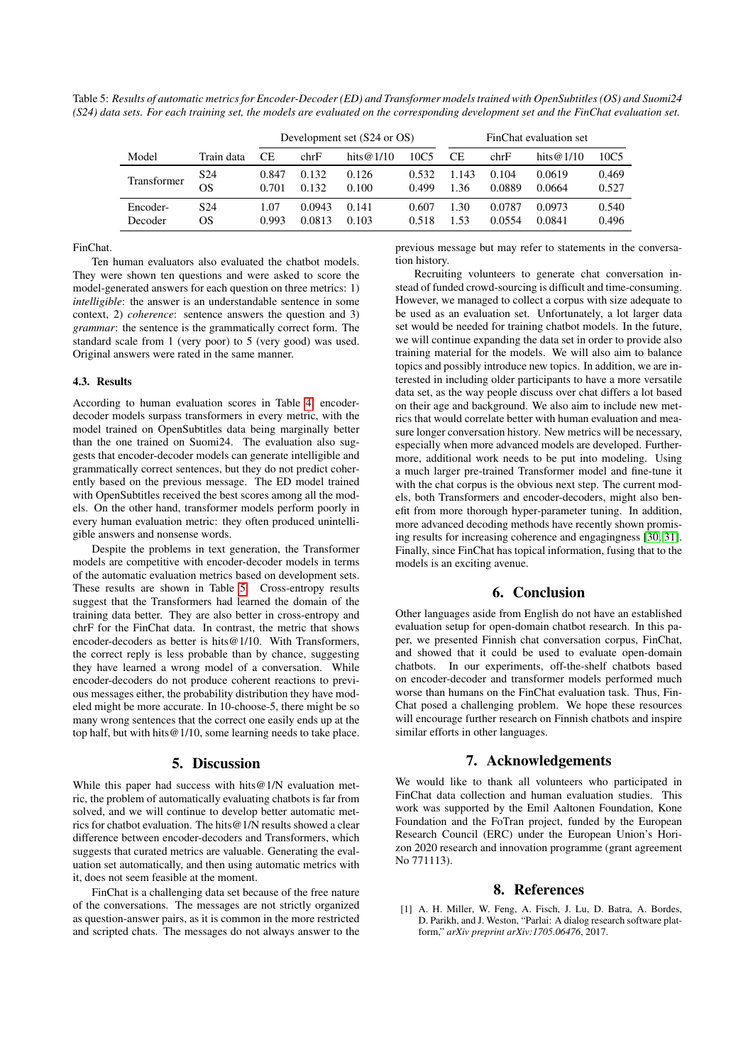Table 5: *Results of automatic metrics for Encoder-Decoder (ED) and Transformer models trained with OpenSubtitles (OS) and Suomi24 (S24) data sets. For each training set, the models are evaluated on the corresponding development set and the FinChat evaluation set.*

| | | Development set (S24 or OS) | | | | FinChat evaluation set | | | |
|---|---|---|---|---|---|---|---|---|---|
| Model | Train data | CE | chrF | hits@1/10 | 10C5 | CE | chrF | hits@1/10 | 10C5 |
| Transformer | S24 | 0.847 | 0.132 | 0.126 | 0.532 | 1.143 | 0.104 | 0.0619 | 0.469 |
| | OS | 0.701 | 0.132 | 0.100 | 0.499 | 1.36 | 0.0889 | 0.0664 | 0.527 |
| Encoder-Decoder | S24 | 1.07 | 0.0943 | 0.141 | 0.607 | 1.30 | 0.0787 | 0.0973 | 0.540 |
| | OS | 0.993 | 0.0813 | 0.103 | 0.518 | 1.53 | 0.0554 | 0.0841 | 0.496 |

FinChat.

Ten human evaluators also evaluated the chatbot models. They were shown ten questions and were asked to score the model-generated answers for each question on three metrics: 1) *intelligible*: the answer is an understandable sentence in some context, 2) *coherence*: sentence answers the question and 3) *grammar*: the sentence is the grammatically correct form. The standard scale from 1 (very poor) to 5 (very good) was used. Original answers were rated in the same manner.

### 4.3. Results

According to human evaluation scores in Table 4, encoder-decoder models surpass transformers in every metric, with the model trained on OpenSubtitles data being marginally better than the one trained on Suomi24. The evaluation also suggests that encoder-decoder models can generate intelligible and grammatically correct sentences, but they do not predict coherently based on the previous message. The ED model trained with OpenSubtitles received the best scores among all the models. On the other hand, transformer models perform poorly in every human evaluation metric: they often produced unintelligible answers and nonsense words.

Despite the problems in text generation, the Transformer models are competitive with encoder-decoder models in terms of the automatic evaluation metrics based on development sets. These results are shown in Table 5. Cross-entropy results suggest that the Transformers had learned the domain of the training data better. They are also better in cross-entropy and chrF for the FinChat data. In contrast, the metric that shows encoder-decoders as better is hits@1/10. With Transformers, the correct reply is less probable than by chance, suggesting they have learned a wrong model of a conversation. While encoder-decoders do not produce coherent reactions to previous messages either, the probability distribution they have modeled might be more accurate. In 10-choose-5, there might be so many wrong sentences that the correct one easily ends up at the top half, but with hits@1/10, some learning needs to take place.

## 5. Discussion

While this paper had success with hits@1/N evaluation metric, the problem of automatically evaluating chatbots is far from solved, and we will continue to develop better automatic metrics for chatbot evaluation. The hits@1/N results showed a clear difference between encoder-decoders and Transformers, which suggests that curated metrics are valuable. Generating the evaluation set automatically, and then using automatic metrics with it, does not seem feasible at the moment.

FinChat is a challenging data set because of the free nature of the conversations. The messages are not strictly organized as question-answer pairs, as it is common in the more restricted and scripted chats. The messages do not always answer to the previous message but may refer to statements in the conversation history.

Recruiting volunteers to generate chat conversation instead of funded crowd-sourcing is difficult and time-consuming. However, we managed to collect a corpus with size adequate to be used as an evaluation set. Unfortunately, a lot larger data set would be needed for training chatbot models. In the future, we will continue expanding the data set in order to provide also training material for the models. We will also aim to balance topics and possibly introduce new topics. In addition, we are interested in including older participants to have a more versatile data set, as the way people discuss over chat differs a lot based on their age and background. We also aim to include new metrics that would correlate better with human evaluation and measure longer conversation history. New metrics will be necessary, especially when more advanced models are developed. Furthermore, additional work needs to be put into modeling. Using a much larger pre-trained Transformer model and fine-tune it with the chat corpus is the obvious next step. The current models, both Transformers and encoder-decoders, might also benefit from more thorough hyper-parameter tuning. In addition, more advanced decoding methods have recently shown promising results for increasing coherence and engagingness [30, 31]. Finally, since FinChat has topical information, fusing that to the models is an exciting avenue.

## 6. Conclusion

Other languages aside from English do not have an established evaluation setup for open-domain chatbot research. In this paper, we presented Finnish chat conversation corpus, FinChat, and showed that it could be used to evaluate open-domain chatbots. In our experiments, off-the-shelf chatbots based on encoder-decoder and transformer models performed much worse than humans on the FinChat evaluation task. Thus, FinChat posed a challenging problem. We hope these resources will encourage further research on Finnish chatbots and inspire similar efforts in other languages.

## 7. Acknowledgements

We would like to thank all volunteers who participated in FinChat data collection and human evaluation studies. This work was supported by the Emil Aaltonen Foundation, Kone Foundation and the FoTran project, funded by the European Research Council (ERC) under the European Union's Horizon 2020 research and innovation programme (grant agreement No 771113).

## 8. References

[1] A. H. Miller, W. Feng, A. Fisch, J. Lu, D. Batra, A. Bordes, D. Parikh, and J. Weston, "Parlai: A dialog research software platform," *arXiv preprint arXiv:1705.06476*, 2017.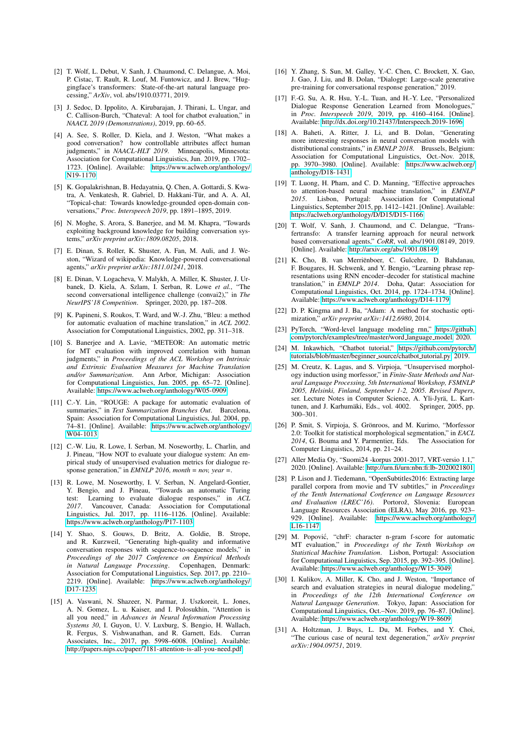[2] T. Wolf, L. Debut, V. Sanh, J. Chaumond, C. Delangue, A. Moi, P. Cistac, T. Rault, R. Louf, M. Funtowicz, and J. Brew, "Huggingface's transformers: State-of-the-art natural language processing," *ArXiv*, vol. abs/1910.03771, 2019.

[3] J. Sedoc, D. Ippolito, A. Kirubarajan, J. Thirani, L. Ungar, and C. Callison-Burch, "Chateval: A tool for chatbot evaluation," in *NAACL 2019 (Demonstrations)*, 2019, pp. 60–65.

[4] A. See, S. Roller, D. Kiela, and J. Weston, "What makes a good conversation? how controllable attributes affect human judgments," in *NAACL-HLT 2019*. Minneapolis, Minnesota: Association for Computational Linguistics, Jun. 2019, pp. 1702–1723. [Online]. Available: https://www.aclweb.org/anthology/N19-1170

[5] K. Gopalakrishnan, B. Hedayatnia, Q. Chen, A. Gottardi, S. Kwatra, A. Venkatesh, R. Gabriel, D. Hakkani-Tür, and A. A. AI, "Topical-chat: Towards knowledge-grounded open-domain conversations," *Proc. Interspeech 2019*, pp. 1891–1895, 2019.

[6] N. Moghe, S. Arora, S. Banerjee, and M. M. Khapra, "Towards exploiting background knowledge for building conversation systems," *arXiv preprint arXiv:1809.08205*, 2018.

[7] E. Dinan, S. Roller, K. Shuster, A. Fan, M. Auli, and J. Weston, "Wizard of wikipedia: Knowledge-powered conversational agents," *arXiv preprint arXiv:1811.01241*, 2018.

[8] E. Dinan, V. Logacheva, V. Malykh, A. Miller, K. Shuster, J. Urbanek, D. Kiela, A. Szlam, I. Serban, R. Lowe *et al.*, "The second conversational intelligence challenge (convai2)," in *The NeurIPS'18 Competition*. Springer, 2020, pp. 187–208.

[9] K. Papineni, S. Roukos, T. Ward, and W.-J. Zhu, "Bleu: a method for automatic evaluation of machine translation," in *ACL 2002*. Association for Computational Linguistics, 2002, pp. 311–318.

[10] S. Banerjee and A. Lavie, "METEOR: An automatic metric for MT evaluation with improved correlation with human judgments," in *Proceedings of the ACL Workshop on Intrinsic and Extrinsic Evaluation Measures for Machine Translation and/or Summarization*. Ann Arbor, Michigan: Association for Computational Linguistics, Jun. 2005, pp. 65–72. [Online]. Available: https://www.aclweb.org/anthology/W05-0909

[11] C.-Y. Lin, "ROUGE: A package for automatic evaluation of summaries," in *Text Summarization Branches Out*. Barcelona, Spain: Association for Computational Linguistics, Jul. 2004, pp. 74–81. [Online]. Available: https://www.aclweb.org/anthology/W04-1013

[12] C.-W. Liu, R. Lowe, I. Serban, M. Noseworthy, L. Charlin, and J. Pineau, "How NOT to evaluate your dialogue system: An empirical study of unsupervised evaluation metrics for dialogue response generation," in *EMNLP 2016, month = nov, year =*.

[13] R. Lowe, M. Noseworthy, I. V. Serban, N. Angelard-Gontier, Y. Bengio, and J. Pineau, "Towards an automatic Turing test: Learning to evaluate dialogue responses," in *ACL 2017*. Vancouver, Canada: Association for Computational Linguistics, Jul. 2017, pp. 1116–1126. [Online]. Available: https://www.aclweb.org/anthology/P17-1103

[14] Y. Shao, S. Gouws, D. Britz, A. Goldie, B. Strope, and R. Kurzweil, "Generating high-quality and informative conversation responses with sequence-to-sequence models," in *Proceedings of the 2017 Conference on Empirical Methods in Natural Language Processing*. Copenhagen, Denmark: Association for Computational Linguistics, Sep. 2017, pp. 2210–2219. [Online]. Available: https://www.aclweb.org/anthology/D17-1235

[15] A. Vaswani, N. Shazeer, N. Parmar, J. Uszkoreit, L. Jones, A. N. Gomez, L. u. Kaiser, and I. Polosukhin, "Attention is all you need," in *Advances in Neural Information Processing Systems 30*, I. Guyon, U. V. Luxburg, S. Bengio, H. Wallach, R. Fergus, S. Vishwanathan, and R. Garnett, Eds. Curran Associates, Inc., 2017, pp. 5998–6008. [Online]. Available: http://papers.nips.cc/paper/7181-attention-is-all-you-need.pdf

[16] Y. Zhang, S. Sun, M. Galley, Y.-C. Chen, C. Brockett, X. Gao, J. Gao, J. Liu, and B. Dolan, "Dialogpt: Large-scale generative pre-training for conversational response generation," 2019.

[17] F.-G. Su, A. R. Hsu, Y.-L. Tuan, and H.-Y. Lee, "Personalized Dialogue Response Generation Learned from Monologues," in *Proc. Interspeech 2019*, 2019, pp. 4160–4164. [Online]. Available: http://dx.doi.org/10.21437/Interspeech.2019-1696

[18] A. Baheti, A. Ritter, J. Li, and B. Dolan, "Generating more interesting responses in neural conversation models with distributional constraints," in *EMNLP 2018*. Brussels, Belgium: Association for Computational Linguistics, Oct.-Nov. 2018, pp. 3970–3980. [Online]. Available: https://www.aclweb.org/anthology/D18-1431

[19] T. Luong, H. Pham, and C. D. Manning, "Effective approaches to attention-based neural machine translation," in *EMNLP 2015*. Lisbon, Portugal: Association for Computational Linguistics, September 2015, pp. 1412–1421. [Online]. Available: https://aclweb.org/anthology/D/D15/D15-1166

[20] T. Wolf, V. Sanh, J. Chaumond, and C. Delangue, "Transfertransfo: A transfer learning approach for neural network based conversational agents," *CoRR*, vol. abs/1901.08149, 2019. [Online]. Available: http://arxiv.org/abs/1901.08149

[21] K. Cho, B. van Merriënboer, C. Gulcehre, D. Bahdanau, F. Bougares, H. Schwenk, and Y. Bengio, "Learning phrase representations using RNN encoder–decoder for statistical machine translation," in *EMNLP 2014*. Doha, Qatar: Association for Computational Linguistics, Oct. 2014, pp. 1724–1734. [Online]. Available: https://www.aclweb.org/anthology/D14-1179

[22] D. P. Kingma and J. Ba, "Adam: A method for stochastic optimization," *arXiv preprint arXiv:1412.6980*, 2014.

[23] PyTorch, "Word-level language modeling rnn," https://github.com/pytorch/examples/tree/master/word_language_model, 2020.

[24] M. Inkawhich, "Chatbot tutorial," https://github.com/pytorch/tutorials/blob/master/beginner_source/chatbot_tutorial.py, 2019.

[25] M. Creutz, K. Lagus, and S. Virpioja, "Unsupervised morphology induction using morfessor," in *Finite-State Methods and Natural Language Processing, 5th International Workshop, FSMNLP 2005, Helsinki, Finland, September 1-2, 2005. Revised Papers*, ser. Lecture Notes in Computer Science, A. Yli-Jyrä, L. Karttunen, and J. Karhumäki, Eds., vol. 4002. Springer, 2005, pp. 300–301.

[26] P. Smit, S. Virpioja, S. Grönroos, and M. Kurimo, "Morfessor 2.0: Toolkit for statistical morphological segmentation," in *EACL 2014*, G. Bouma and Y. Parmentier, Eds. The Association for Computer Linguistics, 2014, pp. 21–24.

[27] Aller Media Oy, "Suomi24 -korpus 2001-2017, VRT-versio 1.1," 2020. [Online]. Available: http://urn.fi/urn:nbn:fi:lb-2020021801

[28] P. Lison and J. Tiedemann, "OpenSubtitles2016: Extracting large parallel corpora from movie and TV subtitles," in *Proceedings of the Tenth International Conference on Language Resources and Evaluation (LREC'16)*. Portorož, Slovenia: European Language Resources Association (ELRA), May 2016, pp. 923–929. [Online]. Available: https://www.aclweb.org/anthology/L16-1147

[29] M. Popović, "chrF: character n-gram f-score for automatic MT evaluation," in *Proceedings of the Tenth Workshop on Statistical Machine Translation*. Lisbon, Portugal: Association for Computational Linguistics, Sep. 2015, pp. 392–395. [Online]. Available: https://www.aclweb.org/anthology/W15-3049

[30] I. Kulikov, A. Miller, K. Cho, and J. Weston, "Importance of search and evaluation strategies in neural dialogue modeling," in *Proceedings of the 12th International Conference on Natural Language Generation*. Tokyo, Japan: Association for Computational Linguistics, Oct.–Nov. 2019, pp. 76–87. [Online]. Available: https://www.aclweb.org/anthology/W19-8609

[31] A. Holtzman, J. Buys, L. Du, M. Forbes, and Y. Choi, "The curious case of neural text degeneration," *arXiv preprint arXiv:1904.09751*, 2019.